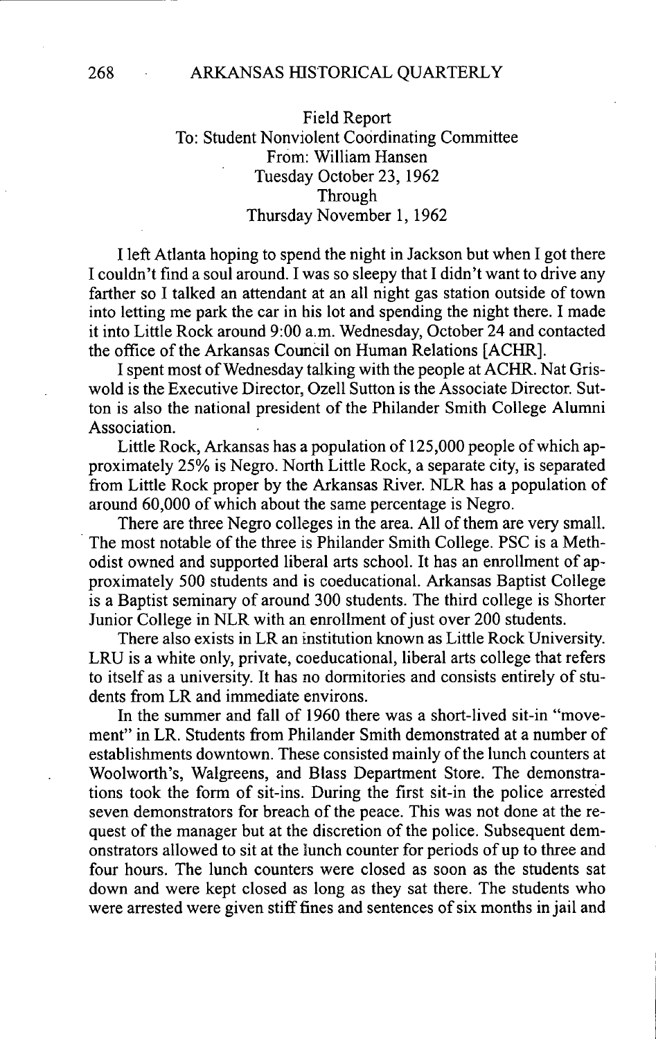Field Report
To: Student Nonviolent Coordinating Committee
From: William Hansen
Tuesday October 23, 1962
Through
Thursday November 1, 1962

I left Atlanta hoping to spend the night in Jackson but when I got there I couldn't find a soul around. I was so sleepy that I didn't want to drive any farther so I talked an attendant at an all night gas station outside of town into letting me park the car in his lot and spending the night there. I made it into Little Rock around 9:00 a.m. Wednesday, October 24 and contacted the office of the Arkansas Council on Human Relations [ACHR].

I spent most of Wednesday talking with the people at ACHR. Nat Griswold is the Executive Director, Ozell Sutton is the Associate Director. Sutton is also the national president of the Philander Smith College Alumni Association.

Little Rock, Arkansas has a population of 125,000 people of which approximately 25% is Negro. North Little Rock, a separate city, is separated from Little Rock proper by the Arkansas River. NLR has a population of around 60,000 of which about the same percentage is Negro.

There are three Negro colleges in the area. All of them are very small. The most notable of the three is Philander Smith College. PSC is a Methodist owned and supported liberal arts school. It has an enrollment of approximately 500 students and is coeducational. Arkansas Baptist College is a Baptist seminary of around 300 students. The third college is Shorter Junior College in NLR with an enrollment of just over 200 students.

There also exists in LR an institution known as Little Rock University. LRU is a white only, private, coeducational, liberal arts college that refers to itself as a university. It has no dormitories and consists entirely of students from LR and immediate environs.

In the summer and fall of 1960 there was a short-lived sit-in "movement" in LR. Students from Philander Smith demonstrated at a number of establishments downtown. These consisted mainly of the lunch counters at Woolworth's, Walgreens, and Blass Department Store. The demonstrations took the form of sit-ins. During the first sit-in the police arrested seven demonstrators for breach of the peace. This was not done at the request of the manager but at the discretion of the police. Subsequent demonstrators allowed to sit at the lunch counter for periods of up to three and four hours. The lunch counters were closed as soon as the students sat down and were kept closed as long as they sat there. The students who were arrested were given stiff fines and sentences of six months in jail and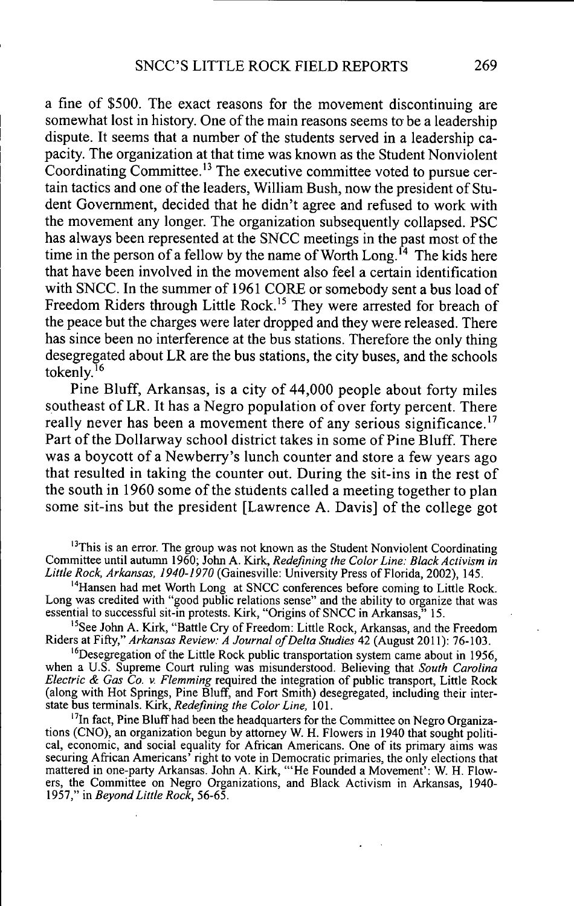a fine of $500. The exact reasons for the movement discontinuing are somewhat lost in history. One of the main reasons seems to be a leadership dispute. It seems that a number of the students served in a leadership capacity. The organization at that time was known as the Student Nonviolent Coordinating Committee.[13] The executive committee voted to pursue certain tactics and one of the leaders, William Bush, now the president of Student Government, decided that he didn't agree and refused to work with the movement any longer. The organization subsequently collapsed. PSC has always been represented at the SNCC meetings in the past most of the time in the person of a fellow by the name of Worth Long.[14] The kids here that have been involved in the movement also feel a certain identification with SNCC. In the summer of 1961 CORE or somebody sent a bus load of Freedom Riders through Little Rock.[15] They were arrested for breach of the peace but the charges were later dropped and they were released. There has since been no interference at the bus stations. Therefore the only thing desegregated about LR are the bus stations, the city buses, and the schools tokenly.[16]

Pine Bluff, Arkansas, is a city of 44,000 people about forty miles southeast of LR. It has a Negro population of over forty percent. There really never has been a movement there of any serious significance.[17] Part of the Dollarway school district takes in some of Pine Bluff. There was a boycott of a Newberry's lunch counter and store a few years ago that resulted in taking the counter out. During the sit-ins in the rest of the south in 1960 some of the students called a meeting together to plan some sit-ins but the president [Lawrence A. Davis] of the college got

[13] This is an error. The group was not known as the Student Nonviolent Coordinating Committee until autumn 1960; John A. Kirk, *Redefining the Color Line: Black Activism in Little Rock, Arkansas, 1940-1970* (Gainesville: University Press of Florida, 2002), 145.

[14] Hansen had met Worth Long at SNCC conferences before coming to Little Rock. Long was credited with "good public relations sense" and the ability to organize that was essential to successful sit-in protests. Kirk, "Origins of SNCC in Arkansas," 15.

[15] See John A. Kirk, "Battle Cry of Freedom: Little Rock, Arkansas, and the Freedom Riders at Fifty," *Arkansas Review: A Journal of Delta Studies* 42 (August 2011): 76-103.

[16] Desegregation of the Little Rock public transportation system came about in 1956, when a U.S. Supreme Court ruling was misunderstood. Believing that *South Carolina Electric & Gas Co. v. Flemming* required the integration of public transport, Little Rock (along with Hot Springs, Pine Bluff, and Fort Smith) desegregated, including their interstate bus terminals. Kirk, *Redefining the Color Line,* 101.

[17] In fact, Pine Bluff had been the headquarters for the Committee on Negro Organizations (CNO), an organization begun by attorney W. H. Flowers in 1940 that sought political, economic, and social equality for African Americans. One of its primary aims was securing African Americans' right to vote in Democratic primaries, the only elections that mattered in one-party Arkansas. John A. Kirk, "'He Founded a Movement': W. H. Flowers, the Committee on Negro Organizations, and Black Activism in Arkansas, 1940-1957," in *Beyond Little Rock*, 56-65.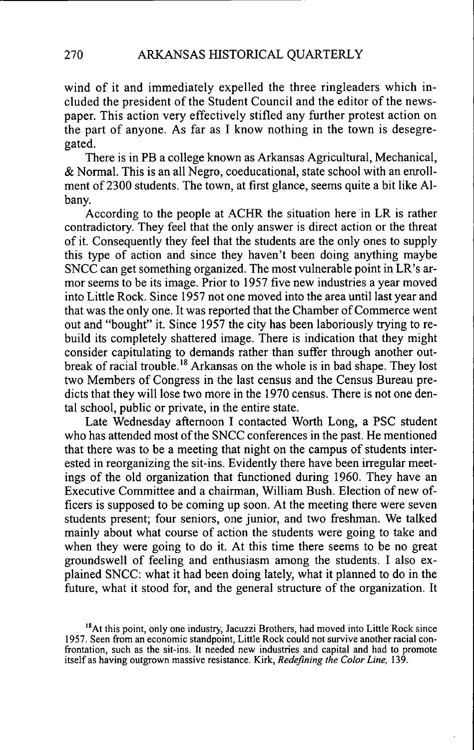wind of it and immediately expelled the three ringleaders which included the president of the Student Council and the editor of the newspaper. This action very effectively stifled any further protest action on the part of anyone. As far as I know nothing in the town is desegregated.

There is in PB a college known as Arkansas Agricultural, Mechanical, & Normal. This is an all Negro, coeducational, state school with an enrollment of 2300 students. The town, at first glance, seems quite a bit like Albany.

According to the people at ACHR the situation here in LR is rather contradictory. They feel that the only answer is direct action or the threat of it. Consequently they feel that the students are the only ones to supply this type of action and since they haven't been doing anything maybe SNCC can get something organized. The most vulnerable point in LR's armor seems to be its image. Prior to 1957 five new industries a year moved into Little Rock. Since 1957 not one moved into the area until last year and that was the only one. It was reported that the Chamber of Commerce went out and "bought" it. Since 1957 the city has been laboriously trying to rebuild its completely shattered image. There is indication that they might consider capitulating to demands rather than suffer through another outbreak of racial trouble.[18] Arkansas on the whole is in bad shape. They lost two Members of Congress in the last census and the Census Bureau predicts that they will lose two more in the 1970 census. There is not one dental school, public or private, in the entire state.

Late Wednesday afternoon I contacted Worth Long, a PSC student who has attended most of the SNCC conferences in the past. He mentioned that there was to be a meeting that night on the campus of students interested in reorganizing the sit-ins. Evidently there have been irregular meetings of the old organization that functioned during 1960. They have an Executive Committee and a chairman, William Bush. Election of new officers is supposed to be coming up soon. At the meeting there were seven students present; four seniors, one junior, and two freshman. We talked mainly about what course of action the students were going to take and when they were going to do it. At this time there seems to be no great groundswell of feeling and enthusiasm among the students. I also explained SNCC: what it had been doing lately, what it planned to do in the future, what it stood for, and the general structure of the organization. It

[18] At this point, only one industry, Jacuzzi Brothers, had moved into Little Rock since 1957. Seen from an economic standpoint, Little Rock could not survive another racial confrontation, such as the sit-ins. It needed new industries and capital and had to promote itself as having outgrown massive resistance. Kirk, *Redefining the Color Line,* 139.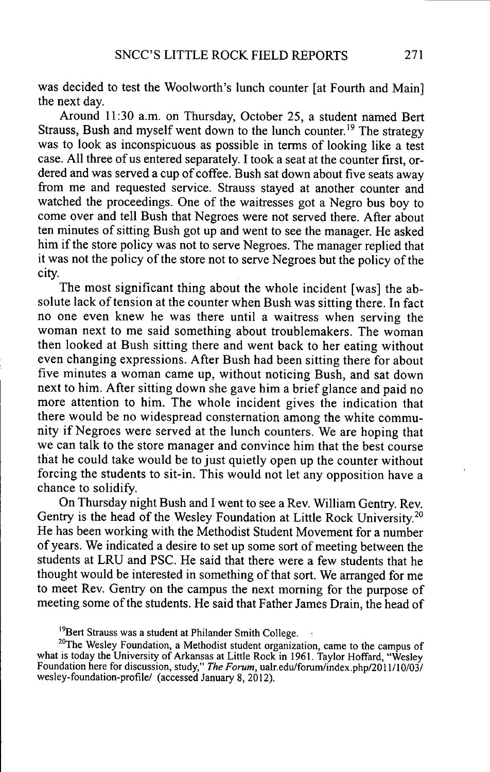was decided to test the Woolworth's lunch counter [at Fourth and Main] the next day.

Around 11:30 a.m. on Thursday, October 25, a student named Bert Strauss, Bush and myself went down to the lunch counter.[19] The strategy was to look as inconspicuous as possible in terms of looking like a test case. All three of us entered separately. I took a seat at the counter first, ordered and was served a cup of coffee. Bush sat down about five seats away from me and requested service. Strauss stayed at another counter and watched the proceedings. One of the waitresses got a Negro bus boy to come over and tell Bush that Negroes were not served there. After about ten minutes of sitting Bush got up and went to see the manager. He asked him if the store policy was not to serve Negroes. The manager replied that it was not the policy of the store not to serve Negroes but the policy of the city.

The most significant thing about the whole incident [was] the absolute lack of tension at the counter when Bush was sitting there. In fact no one even knew he was there until a waitress when serving the woman next to me said something about troublemakers. The woman then looked at Bush sitting there and went back to her eating without even changing expressions. After Bush had been sitting there for about five minutes a woman came up, without noticing Bush, and sat down next to him. After sitting down she gave him a brief glance and paid no more attention to him. The whole incident gives the indication that there would be no widespread consternation among the white community if Negroes were served at the lunch counters. We are hoping that we can talk to the store manager and convince him that the best course that he could take would be to just quietly open up the counter without forcing the students to sit-in. This would not let any opposition have a chance to solidify.

On Thursday night Bush and I went to see a Rev. William Gentry. Rev. Gentry is the head of the Wesley Foundation at Little Rock University.[20] He has been working with the Methodist Student Movement for a number of years. We indicated a desire to set up some sort of meeting between the students at LRU and PSC. He said that there were a few students that he thought would be interested in something of that sort. We arranged for me to meet Rev. Gentry on the campus the next morning for the purpose of meeting some of the students. He said that Father James Drain, the head of

[19]Bert Strauss was a student at Philander Smith College.

[20]The Wesley Foundation, a Methodist student organization, came to the campus of what is today the University of Arkansas at Little Rock in 1961. Taylor Hoffard, "Wesley Foundation here for discussion, study," *The Forum*, ualr.edu/forum/index.php/2011/10/03/wesley-foundation-profile/ (accessed January 8, 2012).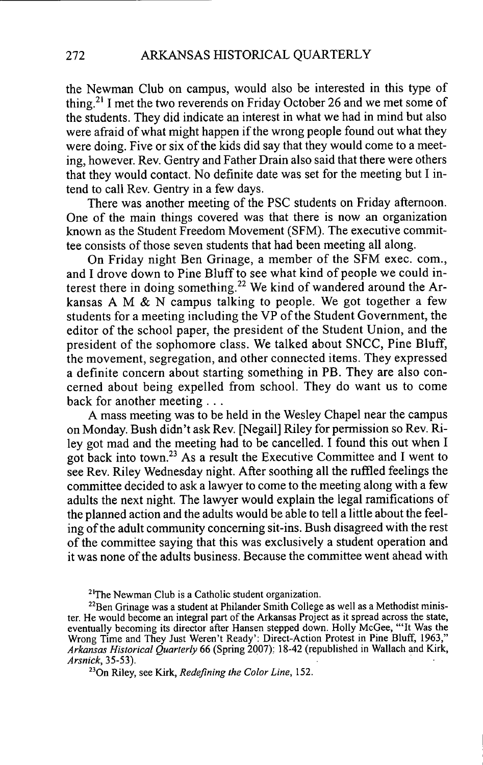the Newman Club on campus, would also be interested in this type of thing.[21] I met the two reverends on Friday October 26 and we met some of the students. They did indicate an interest in what we had in mind but also were afraid of what might happen if the wrong people found out what they were doing. Five or six of the kids did say that they would come to a meeting, however. Rev. Gentry and Father Drain also said that there were others that they would contact. No definite date was set for the meeting but I intend to call Rev. Gentry in a few days.

There was another meeting of the PSC students on Friday afternoon. One of the main things covered was that there is now an organization known as the Student Freedom Movement (SFM). The executive committee consists of those seven students that had been meeting all along.

On Friday night Ben Grinage, a member of the SFM exec. com., and I drove down to Pine Bluff to see what kind of people we could interest there in doing something.[22] We kind of wandered around the Arkansas A M & N campus talking to people. We got together a few students for a meeting including the VP of the Student Government, the editor of the school paper, the president of the Student Union, and the president of the sophomore class. We talked about SNCC, Pine Bluff, the movement, segregation, and other connected items. They expressed a definite concern about starting something in PB. They are also concerned about being expelled from school. They do want us to come back for another meeting . . .

A mass meeting was to be held in the Wesley Chapel near the campus on Monday. Bush didn't ask Rev. [Negail] Riley for permission so Rev. Riley got mad and the meeting had to be cancelled. I found this out when I got back into town.[23] As a result the Executive Committee and I went to see Rev. Riley Wednesday night. After soothing all the ruffled feelings the committee decided to ask a lawyer to come to the meeting along with a few adults the next night. The lawyer would explain the legal ramifications of the planned action and the adults would be able to tell a little about the feeling of the adult community concerning sit-ins. Bush disagreed with the rest of the committee saying that this was exclusively a student operation and it was none of the adults business. Because the committee went ahead with

---

[21] The Newman Club is a Catholic student organization.

[22] Ben Grinage was a student at Philander Smith College as well as a Methodist minister. He would become an integral part of the Arkansas Project as it spread across the state, eventually becoming its director after Hansen stepped down. Holly McGee, "'It Was the Wrong Time and They Just Weren't Ready': Direct-Action Protest in Pine Bluff, 1963," *Arkansas Historical Quarterly* 66 (Spring 2007): 18-42 (republished in Wallach and Kirk, *Arsnick*, 35-53).

[23] On Riley, see Kirk, *Redefining the Color Line*, 152.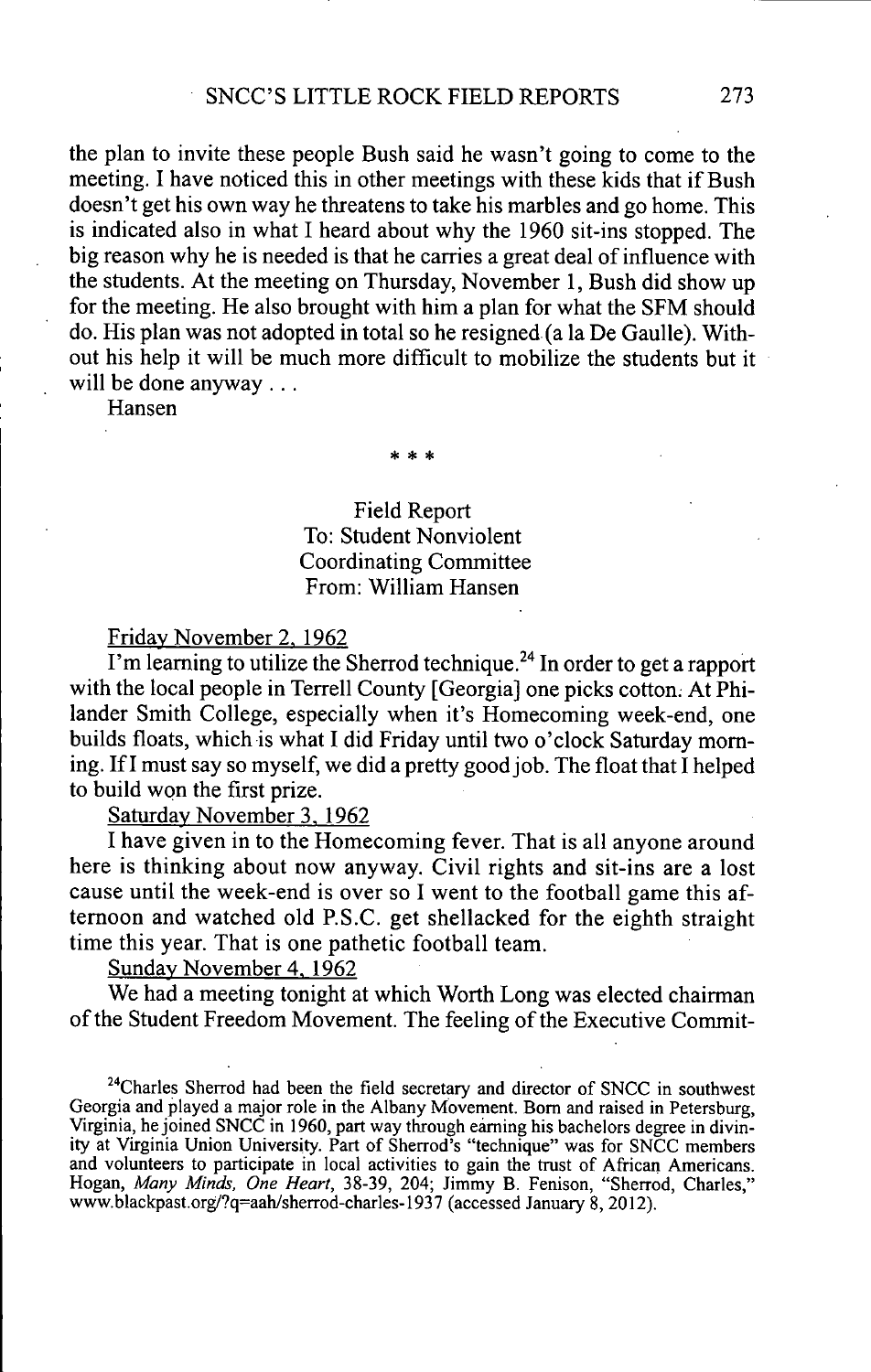the plan to invite these people Bush said he wasn't going to come to the meeting. I have noticed this in other meetings with these kids that if Bush doesn't get his own way he threatens to take his marbles and go home. This is indicated also in what I heard about why the 1960 sit-ins stopped. The big reason why he is needed is that he carries a great deal of influence with the students. At the meeting on Thursday, November 1, Bush did show up for the meeting. He also brought with him a plan for what the SFM should do. His plan was not adopted in total so he resigned (a la De Gaulle). Without his help it will be much more difficult to mobilize the students but it will be done anyway . . .

Hansen

\* \* \*

Field Report
To: Student Nonviolent Coordinating Committee
From: William Hansen

<u>Friday November 2, 1962</u>

I'm learning to utilize the Sherrod technique.[24] In order to get a rapport with the local people in Terrell County [Georgia] one picks cotton. At Philander Smith College, especially when it's Homecoming week-end, one builds floats, which is what I did Friday until two o'clock Saturday morning. If I must say so myself, we did a pretty good job. The float that I helped to build won the first prize.

<u>Saturday November 3, 1962</u>

I have given in to the Homecoming fever. That is all anyone around here is thinking about now anyway. Civil rights and sit-ins are a lost cause until the week-end is over so I went to the football game this afternoon and watched old P.S.C. get shellacked for the eighth straight time this year. That is one pathetic football team.

<u>Sunday November 4, 1962</u>

We had a meeting tonight at which Worth Long was elected chairman of the Student Freedom Movement. The feeling of the Executive Commit-

[24]Charles Sherrod had been the field secretary and director of SNCC in southwest Georgia and played a major role in the Albany Movement. Born and raised in Petersburg, Virginia, he joined SNCC in 1960, part way through earning his bachelors degree in divinity at Virginia Union University. Part of Sherrod's "technique" was for SNCC members and volunteers to participate in local activities to gain the trust of African Americans. Hogan, *Many Minds, One Heart*, 38-39, 204; Jimmy B. Fenison, "Sherrod, Charles," www.blackpast.org/?q=aah/sherrod-charles-1937 (accessed January 8, 2012).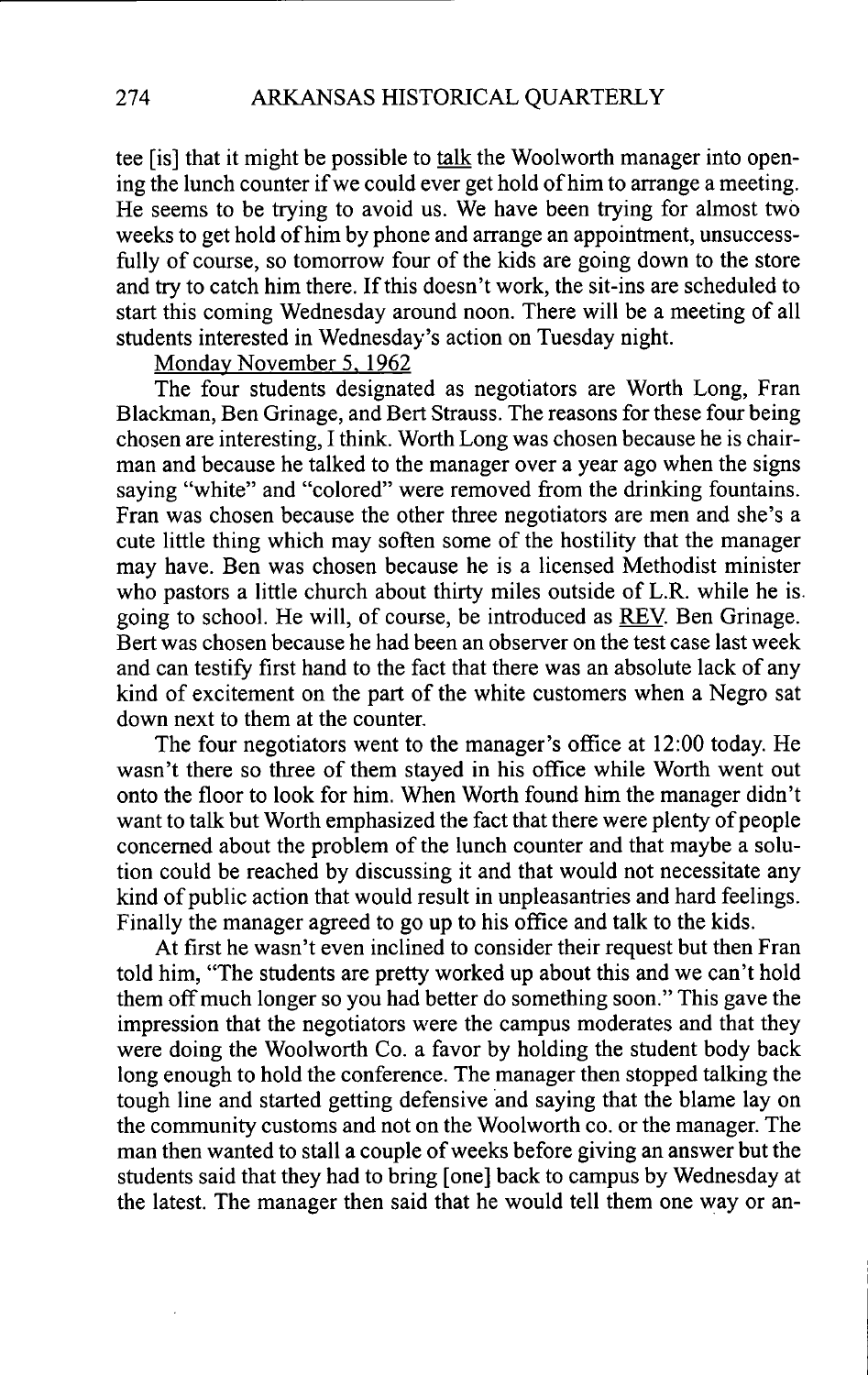tee [is] that it might be possible to talk the Woolworth manager into opening the lunch counter if we could ever get hold of him to arrange a meeting. He seems to be trying to avoid us. We have been trying for almost two weeks to get hold of him by phone and arrange an appointment, unsuccessfully of course, so tomorrow four of the kids are going down to the store and try to catch him there. If this doesn't work, the sit-ins are scheduled to start this coming Wednesday around noon. There will be a meeting of all students interested in Wednesday's action on Tuesday night.

Monday November 5, 1962

The four students designated as negotiators are Worth Long, Fran Blackman, Ben Grinage, and Bert Strauss. The reasons for these four being chosen are interesting, I think. Worth Long was chosen because he is chairman and because he talked to the manager over a year ago when the signs saying "white" and "colored" were removed from the drinking fountains. Fran was chosen because the other three negotiators are men and she's a cute little thing which may soften some of the hostility that the manager may have. Ben was chosen because he is a licensed Methodist minister who pastors a little church about thirty miles outside of L.R. while he is going to school. He will, of course, be introduced as REV. Ben Grinage. Bert was chosen because he had been an observer on the test case last week and can testify first hand to the fact that there was an absolute lack of any kind of excitement on the part of the white customers when a Negro sat down next to them at the counter.

The four negotiators went to the manager's office at 12:00 today. He wasn't there so three of them stayed in his office while Worth went out onto the floor to look for him. When Worth found him the manager didn't want to talk but Worth emphasized the fact that there were plenty of people concerned about the problem of the lunch counter and that maybe a solution could be reached by discussing it and that would not necessitate any kind of public action that would result in unpleasantries and hard feelings. Finally the manager agreed to go up to his office and talk to the kids.

At first he wasn't even inclined to consider their request but then Fran told him, "The students are pretty worked up about this and we can't hold them off much longer so you had better do something soon." This gave the impression that the negotiators were the campus moderates and that they were doing the Woolworth Co. a favor by holding the student body back long enough to hold the conference. The manager then stopped talking the tough line and started getting defensive and saying that the blame lay on the community customs and not on the Woolworth co. or the manager. The man then wanted to stall a couple of weeks before giving an answer but the students said that they had to bring [one] back to campus by Wednesday at the latest. The manager then said that he would tell them one way or an-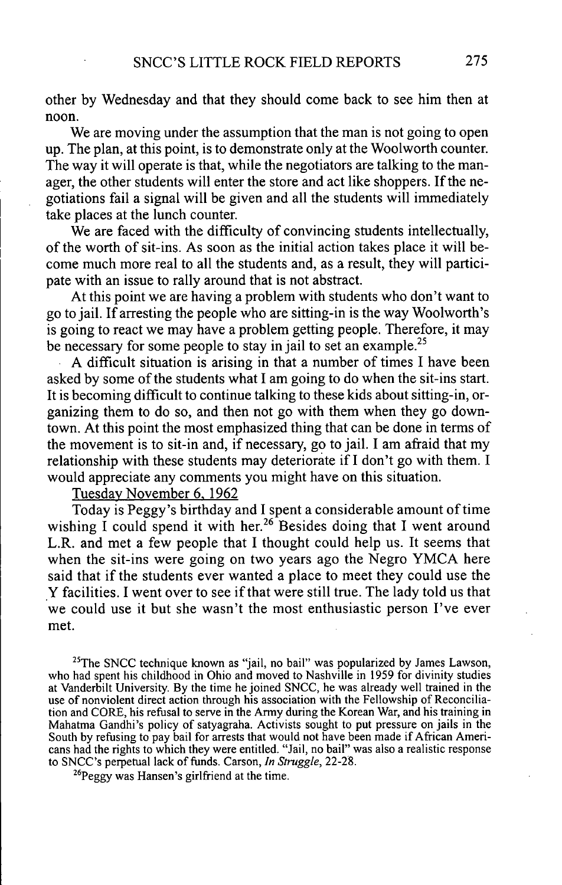other by Wednesday and that they should come back to see him then at noon.

We are moving under the assumption that the man is not going to open up. The plan, at this point, is to demonstrate only at the Woolworth counter. The way it will operate is that, while the negotiators are talking to the manager, the other students will enter the store and act like shoppers. If the negotiations fail a signal will be given and all the students will immediately take places at the lunch counter.

We are faced with the difficulty of convincing students intellectually, of the worth of sit-ins. As soon as the initial action takes place it will become much more real to all the students and, as a result, they will participate with an issue to rally around that is not abstract.

At this point we are having a problem with students who don't want to go to jail. If arresting the people who are sitting-in is the way Woolworth's is going to react we may have a problem getting people. Therefore, it may be necessary for some people to stay in jail to set an example.[25]

A difficult situation is arising in that a number of times I have been asked by some of the students what I am going to do when the sit-ins start. It is becoming difficult to continue talking to these kids about sitting-in, organizing them to do so, and then not go with them when they go downtown. At this point the most emphasized thing that can be done in terms of the movement is to sit-in and, if necessary, go to jail. I am afraid that my relationship with these students may deteriorate if I don't go with them. I would appreciate any comments you might have on this situation.

Tuesday November 6, 1962

Today is Peggy's birthday and I spent a considerable amount of time wishing I could spend it with her.[26] Besides doing that I went around L.R. and met a few people that I thought could help us. It seems that when the sit-ins were going on two years ago the Negro YMCA here said that if the students ever wanted a place to meet they could use the Y facilities. I went over to see if that were still true. The lady told us that we could use it but she wasn't the most enthusiastic person I've ever met.

[25] The SNCC technique known as "jail, no bail" was popularized by James Lawson, who had spent his childhood in Ohio and moved to Nashville in 1959 for divinity studies at Vanderbilt University. By the time he joined SNCC, he was already well trained in the use of nonviolent direct action through his association with the Fellowship of Reconciliation and CORE, his refusal to serve in the Army during the Korean War, and his training in Mahatma Gandhi's policy of satyagraha. Activists sought to put pressure on jails in the South by refusing to pay bail for arrests that would not have been made if African Americans had the rights to which they were entitled. "Jail, no bail" was also a realistic response to SNCC's perpetual lack of funds. Carson, *In Struggle*, 22-28.

[26] Peggy was Hansen's girlfriend at the time.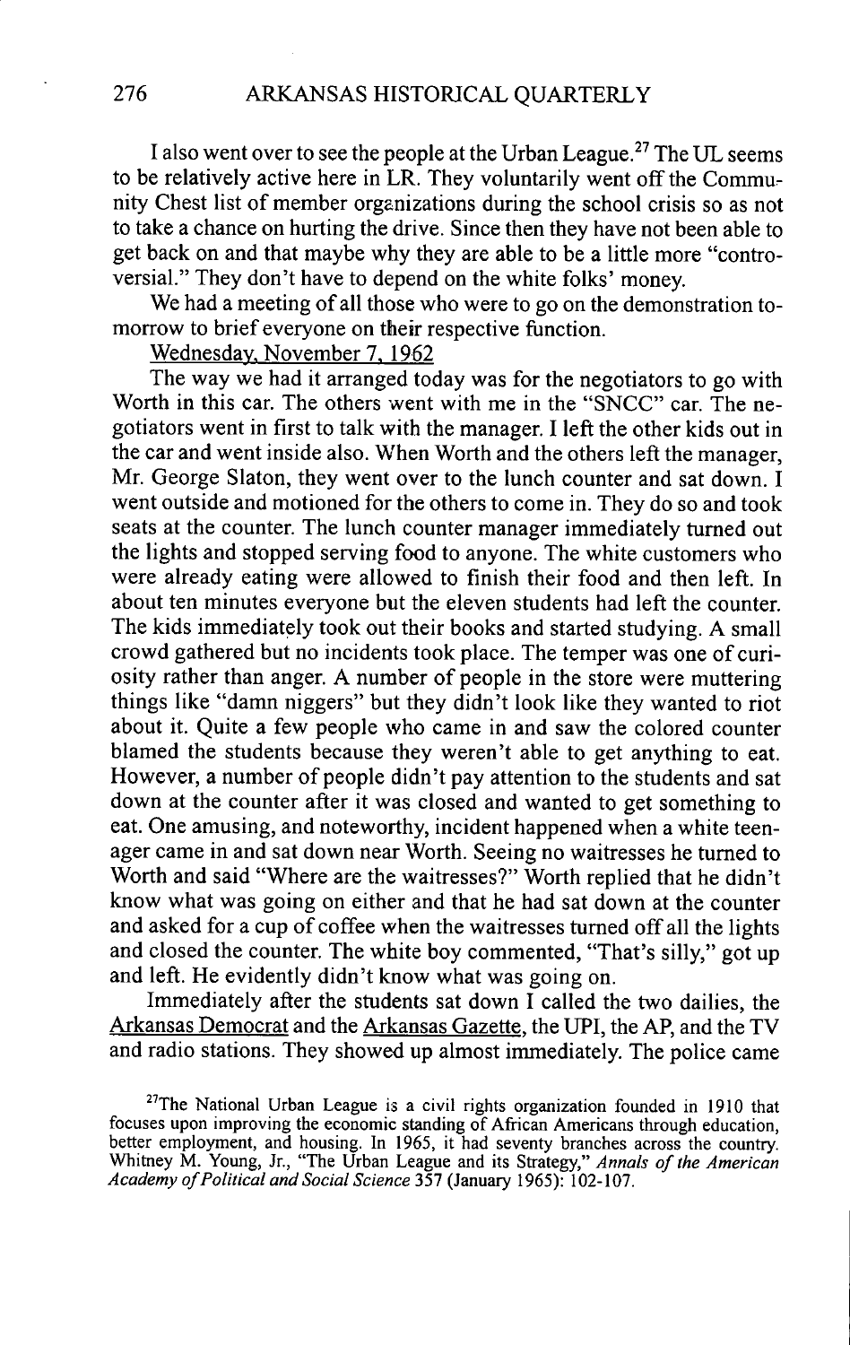I also went over to see the people at the Urban League.[27] The UL seems to be relatively active here in LR. They voluntarily went off the Community Chest list of member organizations during the school crisis so as not to take a chance on hurting the drive. Since then they have not been able to get back on and that maybe why they are able to be a little more "controversial." They don't have to depend on the white folks' money.

We had a meeting of all those who were to go on the demonstration tomorrow to brief everyone on their respective function.

Wednesday, November 7, 1962

The way we had it arranged today was for the negotiators to go with Worth in this car. The others went with me in the "SNCC" car. The negotiators went in first to talk with the manager. I left the other kids out in the car and went inside also. When Worth and the others left the manager, Mr. George Slaton, they went over to the lunch counter and sat down. I went outside and motioned for the others to come in. They do so and took seats at the counter. The lunch counter manager immediately turned out the lights and stopped serving food to anyone. The white customers who were already eating were allowed to finish their food and then left. In about ten minutes everyone but the eleven students had left the counter. The kids immediately took out their books and started studying. A small crowd gathered but no incidents took place. The temper was one of curiosity rather than anger. A number of people in the store were muttering things like "damn niggers" but they didn't look like they wanted to riot about it. Quite a few people who came in and saw the colored counter blamed the students because they weren't able to get anything to eat. However, a number of people didn't pay attention to the students and sat down at the counter after it was closed and wanted to get something to eat. One amusing, and noteworthy, incident happened when a white teenager came in and sat down near Worth. Seeing no waitresses he turned to Worth and said "Where are the waitresses?" Worth replied that he didn't know what was going on either and that he had sat down at the counter and asked for a cup of coffee when the waitresses turned off all the lights and closed the counter. The white boy commented, "That's silly," got up and left. He evidently didn't know what was going on.

Immediately after the students sat down I called the two dailies, the Arkansas Democrat and the Arkansas Gazette, the UPI, the AP, and the TV and radio stations. They showed up almost immediately. The police came

[27] The National Urban League is a civil rights organization founded in 1910 that focuses upon improving the economic standing of African Americans through education, better employment, and housing. In 1965, it had seventy branches across the country. Whitney M. Young, Jr., "The Urban League and its Strategy," *Annals of the American Academy of Political and Social Science* 357 (January 1965): 102-107.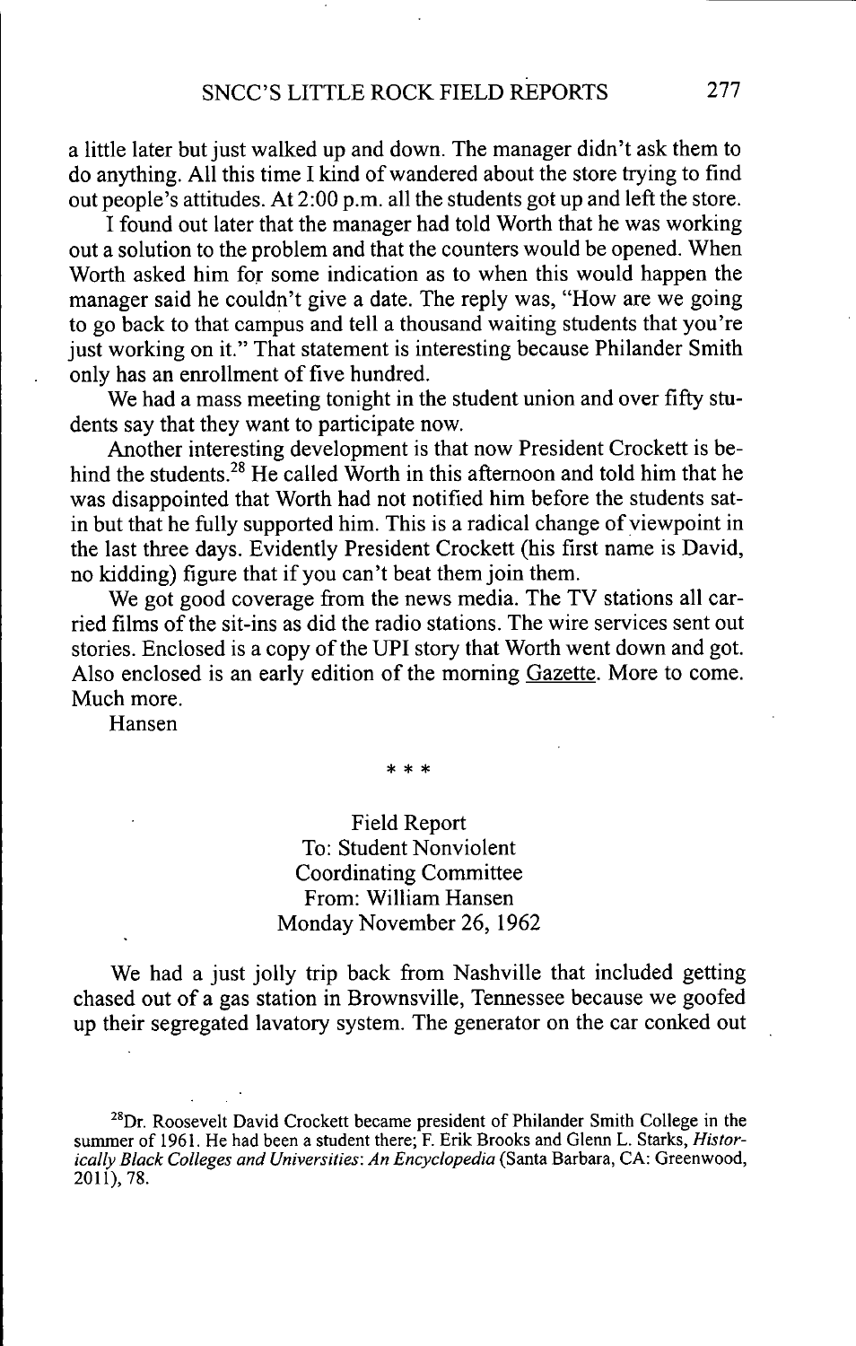a little later but just walked up and down. The manager didn't ask them to do anything. All this time I kind of wandered about the store trying to find out people's attitudes. At 2:00 p.m. all the students got up and left the store.

I found out later that the manager had told Worth that he was working out a solution to the problem and that the counters would be opened. When Worth asked him for some indication as to when this would happen the manager said he couldn't give a date. The reply was, "How are we going to go back to that campus and tell a thousand waiting students that you're just working on it." That statement is interesting because Philander Smith only has an enrollment of five hundred.

We had a mass meeting tonight in the student union and over fifty students say that they want to participate now.

Another interesting development is that now President Crockett is behind the students.[28] He called Worth in this afternoon and told him that he was disappointed that Worth had not notified him before the students sat-in but that he fully supported him. This is a radical change of viewpoint in the last three days. Evidently President Crockett (his first name is David, no kidding) figure that if you can't beat them join them.

We got good coverage from the news media. The TV stations all carried films of the sit-ins as did the radio stations. The wire services sent out stories. Enclosed is a copy of the UPI story that Worth went down and got. Also enclosed is an early edition of the morning Gazette. More to come. Much more.

Hansen

\* \* \*

Field Report
To: Student Nonviolent
Coordinating Committee
From: William Hansen
Monday November 26, 1962

We had a just jolly trip back from Nashville that included getting chased out of a gas station in Brownsville, Tennessee because we goofed up their segregated lavatory system. The generator on the car conked out

[28]Dr. Roosevelt David Crockett became president of Philander Smith College in the summer of 1961. He had been a student there; F. Erik Brooks and Glenn L. Starks, *Historically Black Colleges and Universities: An Encyclopedia* (Santa Barbara, CA: Greenwood, 2011), 78.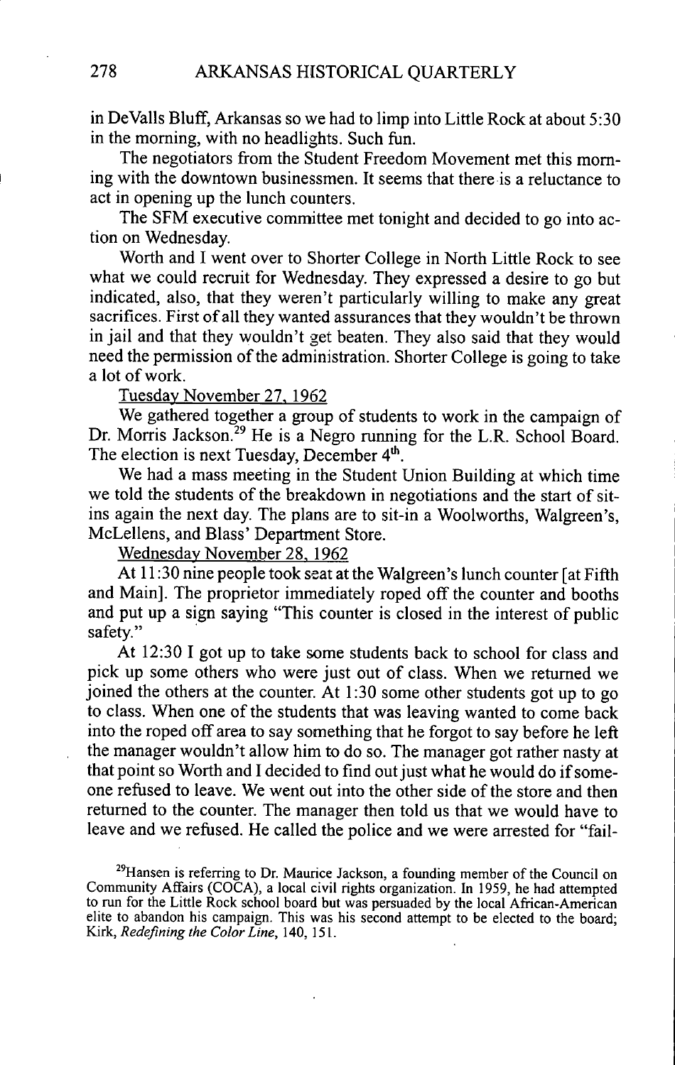in DeValls Bluff, Arkansas so we had to limp into Little Rock at about 5:30 in the morning, with no headlights. Such fun.

The negotiators from the Student Freedom Movement met this morning with the downtown businessmen. It seems that there is a reluctance to act in opening up the lunch counters.

The SFM executive committee met tonight and decided to go into action on Wednesday.

Worth and I went over to Shorter College in North Little Rock to see what we could recruit for Wednesday. They expressed a desire to go but indicated, also, that they weren't particularly willing to make any great sacrifices. First of all they wanted assurances that they wouldn't be thrown in jail and that they wouldn't get beaten. They also said that they would need the permission of the administration. Shorter College is going to take a lot of work.

<u>Tuesday November 27, 1962</u>

We gathered together a group of students to work in the campaign of Dr. Morris Jackson.[29] He is a Negro running for the L.R. School Board. The election is next Tuesday, December 4th.

We had a mass meeting in the Student Union Building at which time we told the students of the breakdown in negotiations and the start of sit-ins again the next day. The plans are to sit-in a Woolworths, Walgreen's, McLellens, and Blass' Department Store.

<u>Wednesday November 28, 1962</u>

At 11:30 nine people took seat at the Walgreen's lunch counter [at Fifth and Main]. The proprietor immediately roped off the counter and booths and put up a sign saying "This counter is closed in the interest of public safety."

At 12:30 I got up to take some students back to school for class and pick up some others who were just out of class. When we returned we joined the others at the counter. At 1:30 some other students got up to go to class. When one of the students that was leaving wanted to come back into the roped off area to say something that he forgot to say before he left the manager wouldn't allow him to do so. The manager got rather nasty at that point so Worth and I decided to find out just what he would do if someone refused to leave. We went out into the other side of the store and then returned to the counter. The manager then told us that we would have to leave and we refused. He called the police and we were arrested for "fail-

[29] Hansen is referring to Dr. Maurice Jackson, a founding member of the Council on Community Affairs (COCA), a local civil rights organization. In 1959, he had attempted to run for the Little Rock school board but was persuaded by the local African-American elite to abandon his campaign. This was his second attempt to be elected to the board; Kirk, *Redefining the Color Line*, 140, 151.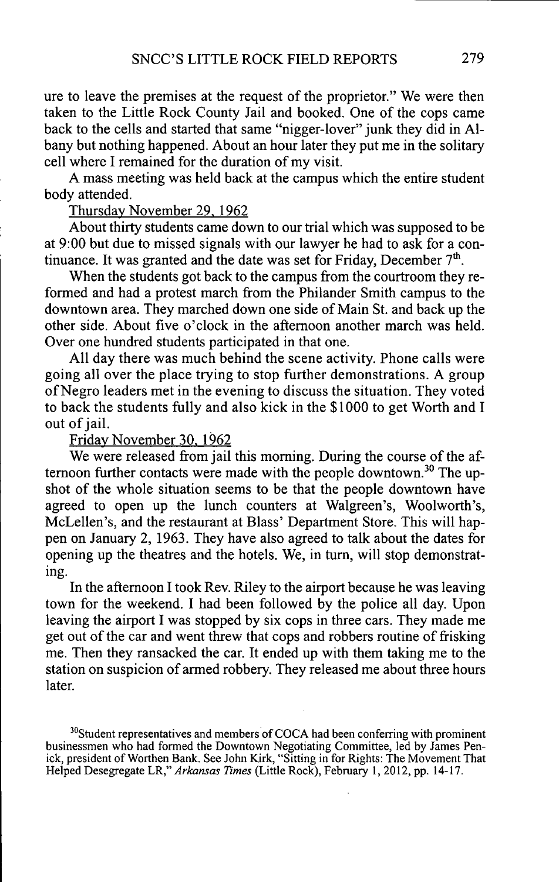ure to leave the premises at the request of the proprietor." We were then taken to the Little Rock County Jail and booked. One of the cops came back to the cells and started that same "nigger-lover" junk they did in Albany but nothing happened. About an hour later they put me in the solitary cell where I remained for the duration of my visit.

A mass meeting was held back at the campus which the entire student body attended.

Thursday November 29, 1962

About thirty students came down to our trial which was supposed to be at 9:00 but due to missed signals with our lawyer he had to ask for a continuance. It was granted and the date was set for Friday, December 7th.

When the students got back to the campus from the courtroom they reformed and had a protest march from the Philander Smith campus to the downtown area. They marched down one side of Main St. and back up the other side. About five o'clock in the afternoon another march was held. Over one hundred students participated in that one.

All day there was much behind the scene activity. Phone calls were going all over the place trying to stop further demonstrations. A group of Negro leaders met in the evening to discuss the situation. They voted to back the students fully and also kick in the $1000 to get Worth and I out of jail.

Friday November 30, 1962

We were released from jail this morning. During the course of the afternoon further contacts were made with the people downtown.[30] The upshot of the whole situation seems to be that the people downtown have agreed to open up the lunch counters at Walgreen's, Woolworth's, McLellen's, and the restaurant at Blass' Department Store. This will happen on January 2, 1963. They have also agreed to talk about the dates for opening up the theatres and the hotels. We, in turn, will stop demonstrating.

In the afternoon I took Rev. Riley to the airport because he was leaving town for the weekend. I had been followed by the police all day. Upon leaving the airport I was stopped by six cops in three cars. They made me get out of the car and went threw that cops and robbers routine of frisking me. Then they ransacked the car. It ended up with them taking me to the station on suspicion of armed robbery. They released me about three hours later.

[30]Student representatives and members of COCA had been conferring with prominent businessmen who had formed the Downtown Negotiating Committee, led by James Penick, president of Worthen Bank. See John Kirk, "Sitting in for Rights: The Movement That Helped Desegregate LR," *Arkansas Times* (Little Rock), February 1, 2012, pp. 14-17.